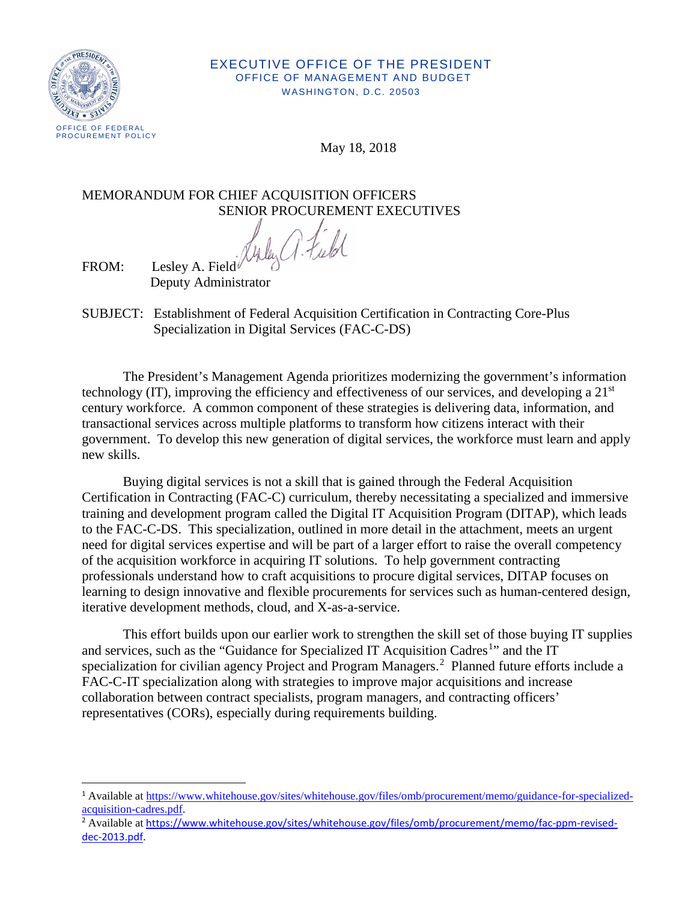EXECUTIVE OFFICE OF THE PRESIDENT
OFFICE OF MANAGEMENT AND BUDGET
WASHINGTON, D.C. 20503

OFFICE OF FEDERAL PROCUREMENT POLICY

May 18, 2018

MEMORANDUM FOR CHIEF ACQUISITION OFFICERS
SENIOR PROCUREMENT EXECUTIVES

FROM: Lesley A. Field
Deputy Administrator

SUBJECT: Establishment of Federal Acquisition Certification in Contracting Core-Plus Specialization in Digital Services (FAC-C-DS)

The President's Management Agenda prioritizes modernizing the government's information technology (IT), improving the efficiency and effectiveness of our services, and developing a 21st century workforce. A common component of these strategies is delivering data, information, and transactional services across multiple platforms to transform how citizens interact with their government. To develop this new generation of digital services, the workforce must learn and apply new skills.

Buying digital services is not a skill that is gained through the Federal Acquisition Certification in Contracting (FAC-C) curriculum, thereby necessitating a specialized and immersive training and development program called the Digital IT Acquisition Program (DITAP), which leads to the FAC-C-DS. This specialization, outlined in more detail in the attachment, meets an urgent need for digital services expertise and will be part of a larger effort to raise the overall competency of the acquisition workforce in acquiring IT solutions. To help government contracting professionals understand how to craft acquisitions to procure digital services, DITAP focuses on learning to design innovative and flexible procurements for services such as human-centered design, iterative development methods, cloud, and X-as-a-service.

This effort builds upon our earlier work to strengthen the skill set of those buying IT supplies and services, such as the "Guidance for Specialized IT Acquisition Cadres[1]" and the IT specialization for civilian agency Project and Program Managers.[2] Planned future efforts include a FAC-C-IT specialization along with strategies to improve major acquisitions and increase collaboration between contract specialists, program managers, and contracting officers' representatives (CORs), especially during requirements building.

---

[1] Available at https://www.whitehouse.gov/sites/whitehouse.gov/files/omb/procurement/memo/guidance-for-specialized-acquisition-cadres.pdf.

[2] Available at https://www.whitehouse.gov/sites/whitehouse.gov/files/omb/procurement/memo/fac-ppm-revised-dec-2013.pdf.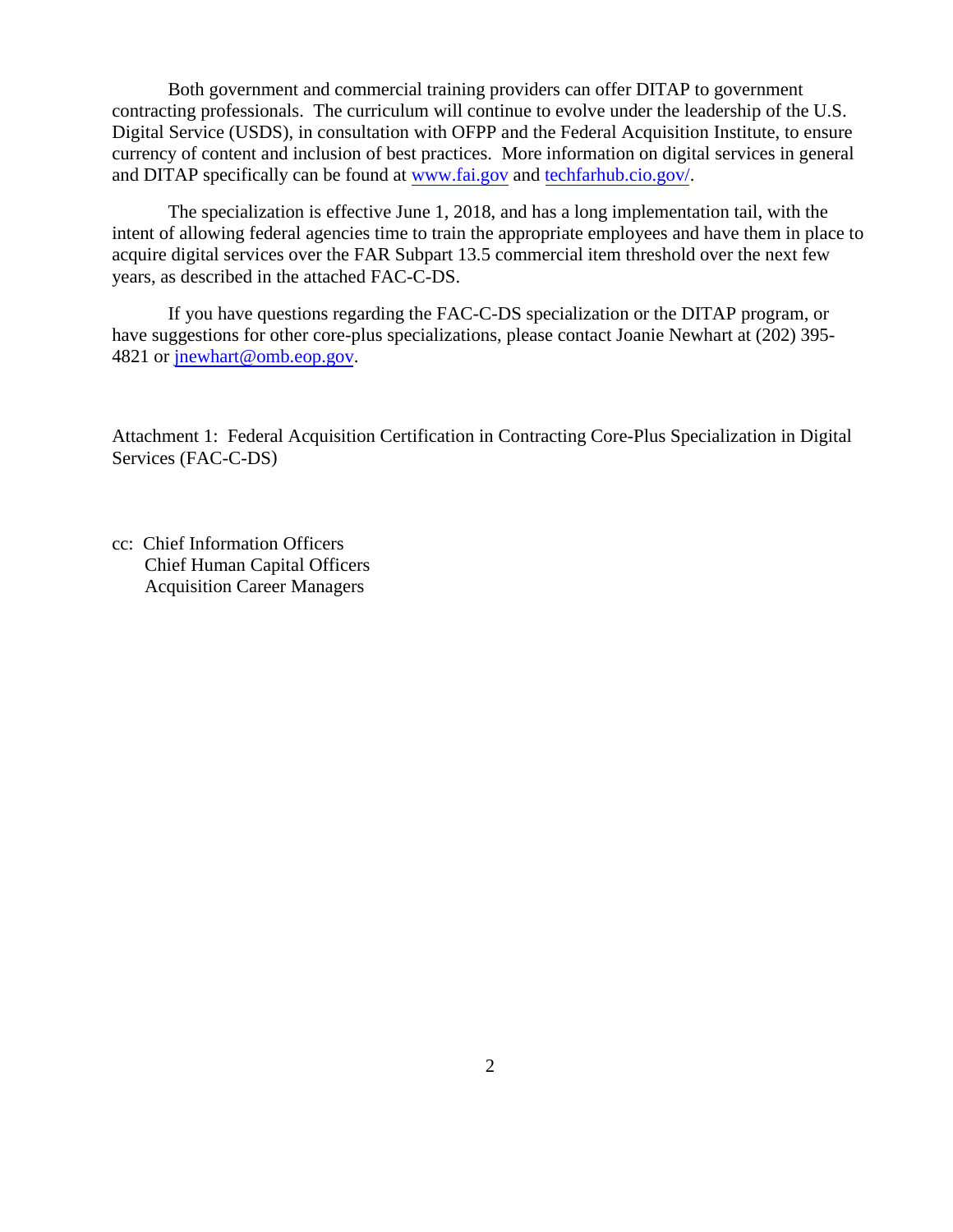Both government and commercial training providers can offer DITAP to government contracting professionals. The curriculum will continue to evolve under the leadership of the U.S. Digital Service (USDS), in consultation with OFPP and the Federal Acquisition Institute, to ensure currency of content and inclusion of best practices. More information on digital services in general and DITAP specifically can be found at www.fai.gov and techfarhub.cio.gov/.

The specialization is effective June 1, 2018, and has a long implementation tail, with the intent of allowing federal agencies time to train the appropriate employees and have them in place to acquire digital services over the FAR Subpart 13.5 commercial item threshold over the next few years, as described in the attached FAC-C-DS.

If you have questions regarding the FAC-C-DS specialization or the DITAP program, or have suggestions for other core-plus specializations, please contact Joanie Newhart at (202) 395-4821 or jnewhart@omb.eop.gov.

Attachment 1: Federal Acquisition Certification in Contracting Core-Plus Specialization in Digital Services (FAC-C-DS)

cc: Chief Information Officers
Chief Human Capital Officers
Acquisition Career Managers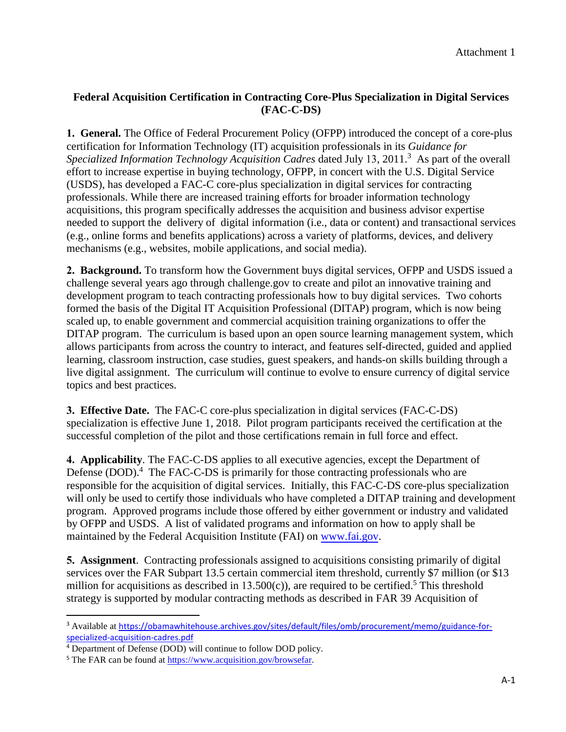Attachment 1

**Federal Acquisition Certification in Contracting Core-Plus Specialization in Digital Services (FAC-C-DS)**

**1. General.** The Office of Federal Procurement Policy (OFPP) introduced the concept of a core-plus certification for Information Technology (IT) acquisition professionals in its *Guidance for Specialized Information Technology Acquisition Cadres* dated July 13, 2011.[3] As part of the overall effort to increase expertise in buying technology, OFPP, in concert with the U.S. Digital Service (USDS), has developed a FAC-C core-plus specialization in digital services for contracting professionals. While there are increased training efforts for broader information technology acquisitions, this program specifically addresses the acquisition and business advisor expertise needed to support the delivery of digital information (i.e., data or content) and transactional services (e.g., online forms and benefits applications) across a variety of platforms, devices, and delivery mechanisms (e.g., websites, mobile applications, and social media).

**2. Background.** To transform how the Government buys digital services, OFPP and USDS issued a challenge several years ago through challenge.gov to create and pilot an innovative training and development program to teach contracting professionals how to buy digital services. Two cohorts formed the basis of the Digital IT Acquisition Professional (DITAP) program, which is now being scaled up, to enable government and commercial acquisition training organizations to offer the DITAP program. The curriculum is based upon an open source learning management system, which allows participants from across the country to interact, and features self-directed, guided and applied learning, classroom instruction, case studies, guest speakers, and hands-on skills building through a live digital assignment. The curriculum will continue to evolve to ensure currency of digital service topics and best practices.

**3. Effective Date.** The FAC-C core-plus specialization in digital services (FAC-C-DS) specialization is effective June 1, 2018. Pilot program participants received the certification at the successful completion of the pilot and those certifications remain in full force and effect.

**4. Applicability**. The FAC-C-DS applies to all executive agencies, except the Department of Defense (DOD).[4] The FAC-C-DS is primarily for those contracting professionals who are responsible for the acquisition of digital services. Initially, this FAC-C-DS core-plus specialization will only be used to certify those individuals who have completed a DITAP training and development program. Approved programs include those offered by either government or industry and validated by OFPP and USDS. A list of validated programs and information on how to apply shall be maintained by the Federal Acquisition Institute (FAI) on www.fai.gov.

**5. Assignment**. Contracting professionals assigned to acquisitions consisting primarily of digital services over the FAR Subpart 13.5 certain commercial item threshold, currently $7 million (or $13 million for acquisitions as described in 13.500(c)), are required to be certified.[5] This threshold strategy is supported by modular contracting methods as described in FAR 39 Acquisition of

---

[3] Available at https://obamawhitehouse.archives.gov/sites/default/files/omb/procurement/memo/guidance-for-specialized-acquisition-cadres.pdf

[4] Department of Defense (DOD) will continue to follow DOD policy.

[5] The FAR can be found at https://www.acquisition.gov/browsefar.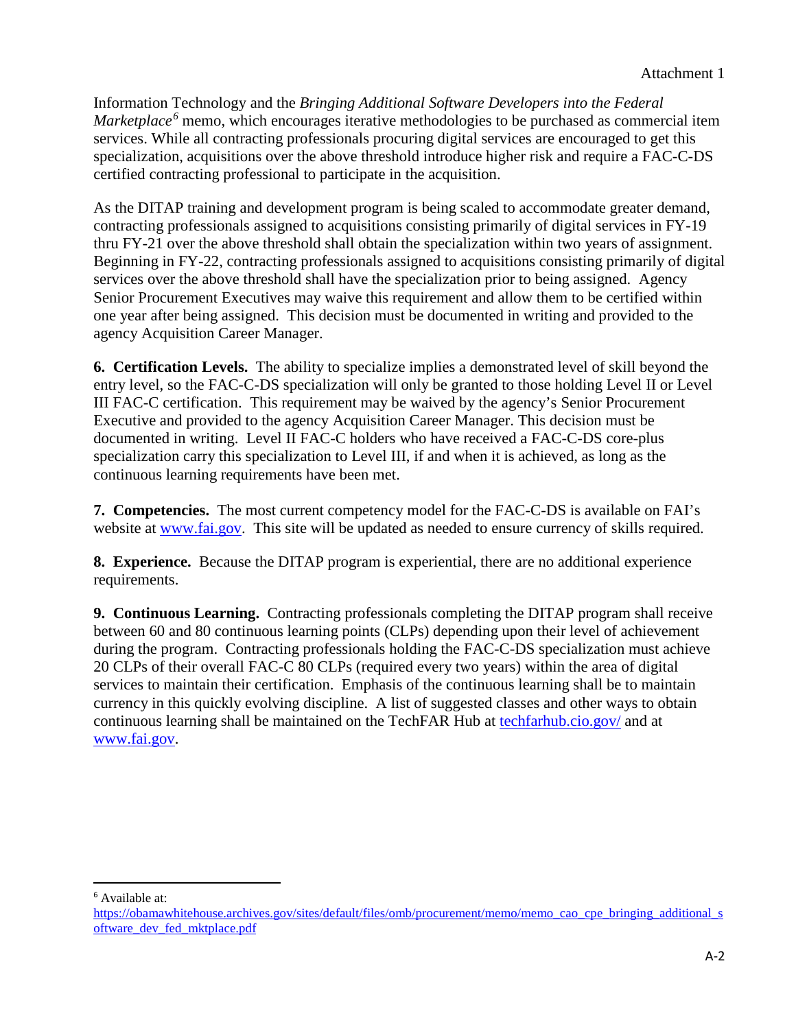Information Technology and the *Bringing Additional Software Developers into the Federal Marketplace*[6] memo, which encourages iterative methodologies to be purchased as commercial item services. While all contracting professionals procuring digital services are encouraged to get this specialization, acquisitions over the above threshold introduce higher risk and require a FAC-C-DS certified contracting professional to participate in the acquisition.

As the DITAP training and development program is being scaled to accommodate greater demand, contracting professionals assigned to acquisitions consisting primarily of digital services in FY-19 thru FY-21 over the above threshold shall obtain the specialization within two years of assignment. Beginning in FY-22, contracting professionals assigned to acquisitions consisting primarily of digital services over the above threshold shall have the specialization prior to being assigned. Agency Senior Procurement Executives may waive this requirement and allow them to be certified within one year after being assigned. This decision must be documented in writing and provided to the agency Acquisition Career Manager.

**6. Certification Levels.** The ability to specialize implies a demonstrated level of skill beyond the entry level, so the FAC-C-DS specialization will only be granted to those holding Level II or Level III FAC-C certification. This requirement may be waived by the agency's Senior Procurement Executive and provided to the agency Acquisition Career Manager. This decision must be documented in writing. Level II FAC-C holders who have received a FAC-C-DS core-plus specialization carry this specialization to Level III, if and when it is achieved, as long as the continuous learning requirements have been met.

**7. Competencies.** The most current competency model for the FAC-C-DS is available on FAI's website at [www.fai.gov](http://www.fai.gov). This site will be updated as needed to ensure currency of skills required.

**8. Experience.** Because the DITAP program is experiential, there are no additional experience requirements.

**9. Continuous Learning.** Contracting professionals completing the DITAP program shall receive between 60 and 80 continuous learning points (CLPs) depending upon their level of achievement during the program. Contracting professionals holding the FAC-C-DS specialization must achieve 20 CLPs of their overall FAC-C 80 CLPs (required every two years) within the area of digital services to maintain their certification. Emphasis of the continuous learning shall be to maintain currency in this quickly evolving discipline. A list of suggested classes and other ways to obtain continuous learning shall be maintained on the TechFAR Hub at [techfarhub.cio.gov/](https://techfarhub.cio.gov/) and at [www.fai.gov](http://www.fai.gov).

---

[6] Available at: https://obamawhitehouse.archives.gov/sites/default/files/omb/procurement/memo/memo_cao_cpe_bringing_additional_software_dev_fed_mktplace.pdf